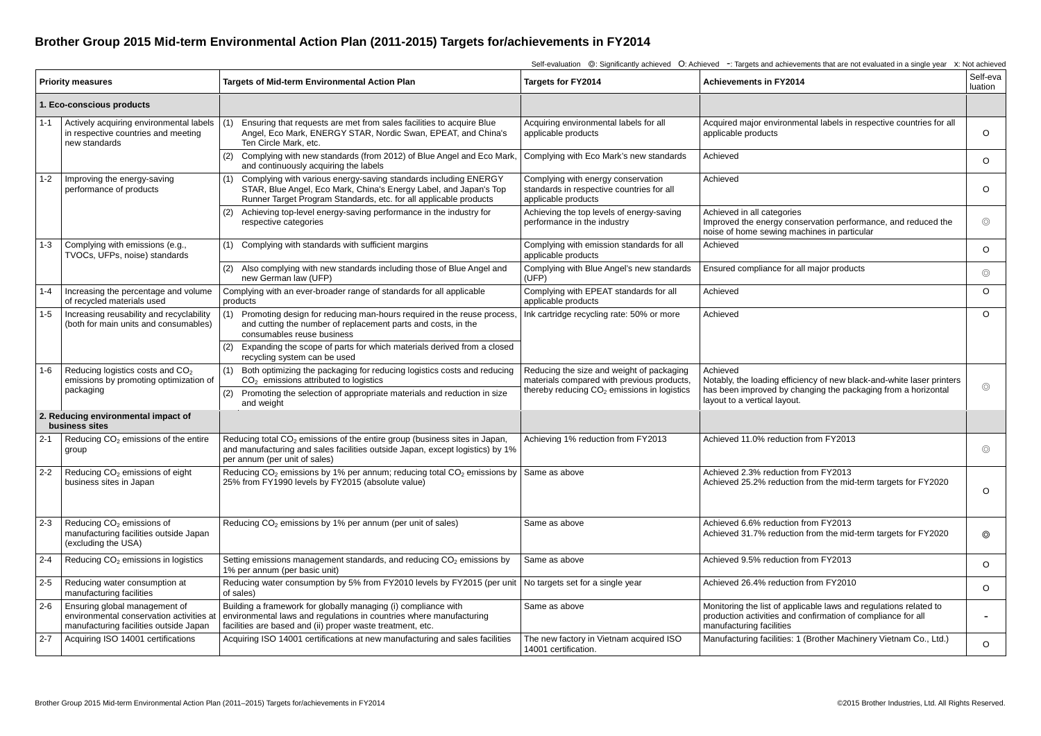# Brother Group 2015 Mid-term Environmental Action Plan (2011-2015) Targets for/achievements in FY2014

Self-evaluation ◎: Significantly achieved O: Achieved -: Targets and achievements that are not evaluated in a single year x: Not achieved

| Priority measures | | Targets of Mid-term Environmental Action Plan | Targets for FY2014 | Achievements in FY2014 | Self-evaluation |
|---|---|---|---|---|---|
| **1. Eco-conscious products** | | | | | |
| 1-1 | Actively acquiring environmental labels in respective countries and meeting new standards | (1) Ensuring that requests are met from sales facilities to acquire Blue Angel, Eco Mark, ENERGY STAR, Nordic Swan, EPEAT, and China's Ten Circle Mark, etc. | Acquiring environmental labels for all applicable products | Acquired major environmental labels in respective countries for all applicable products | O |
| | | (2) Complying with new standards (from 2012) of Blue Angel and Eco Mark, and continuously acquiring the labels | Complying with Eco Mark's new standards | Achieved | O |
| 1-2 | Improving the energy-saving performance of products | (1) Complying with various energy-saving standards including ENERGY STAR, Blue Angel, Eco Mark, China's Energy Label, and Japan's Top Runner Target Program Standards, etc. for all applicable products | Complying with energy conservation standards in respective countries for all applicable products | Achieved | O |
| | | (2) Achieving top-level energy-saving performance in the industry for respective categories | Achieving the top levels of energy-saving performance in the industry | Achieved in all categories<br>Improved the energy conservation performance, and reduced the noise of home sewing machines in particular | ◎ |
| 1-3 | Complying with emissions (e.g., TVOCs, UFPs, noise) standards | (1) Complying with standards with sufficient margins | Complying with emission standards for all applicable products | Achieved | O |
| | | (2) Also complying with new standards including those of Blue Angel and new German law (UFP) | Complying with Blue Angel's new standards (UFP) | Ensured compliance for all major products | ◎ |
| 1-4 | Increasing the percentage and volume of recycled materials used | Complying with an ever-broader range of standards for all applicable products | Complying with EPEAT standards for all applicable products | Achieved | O |
| 1-5 | Increasing reusability and recyclability (both for main units and consumables) | (1) Promoting design for reducing man-hours required in the reuse process, and cutting the number of replacement parts and costs, in the consumables reuse business<br>(2) Expanding the scope of parts for which materials derived from a closed recycling system can be used | Ink cartridge recycling rate: 50% or more | Achieved | O |
| 1-6 | Reducing logistics costs and $CO_2$ emissions by promoting optimization of packaging | (1) Both optimizing the packaging for reducing logistics costs and reducing $CO_2$ emissions attributed to logistics<br>(2) Promoting the selection of appropriate materials and reduction in size and weight | Reducing the size and weight of packaging materials compared with previous products, thereby reducing $CO_2$ emissions in logistics | Achieved<br>Notably, the loading efficiency of new black-and-white laser printers has been improved by changing the packaging from a horizontal layout to a vertical layout. | ◎ |
| **2. Reducing environmental impact of business sites** | | | | | |
| 2-1 | Reducing $CO_2$ emissions of the entire group | Reducing total $CO_2$ emissions of the entire group (business sites in Japan, and manufacturing and sales facilities outside Japan, except logistics) by 1% per annum (per unit of sales) | Achieving 1% reduction from FY2013 | Achieved 11.0% reduction from FY2013 | ◎ |
| 2-2 | Reducing $CO_2$ emissions of eight business sites in Japan | Reducing $CO_2$ emissions by 1% per annum; reducing total $CO_2$ emissions by 25% from FY1990 levels by FY2015 (absolute value) | Same as above | Achieved 2.3% reduction from FY2013<br>Achieved 25.2% reduction from the mid-term targets for FY2020 | O |
| 2-3 | Reducing $CO_2$ emissions of manufacturing facilities outside Japan (excluding the USA) | Reducing $CO_2$ emissions by 1% per annum (per unit of sales) | Same as above | Achieved 6.6% reduction from FY2013<br>Achieved 31.7% reduction from the mid-term targets for FY2020 | ◎ |
| 2-4 | Reducing $CO_2$ emissions in logistics | Setting emissions management standards, and reducing $CO_2$ emissions by 1% per annum (per basic unit) | Same as above | Achieved 9.5% reduction from FY2013 | O |
| 2-5 | Reducing water consumption at manufacturing facilities | Reducing water consumption by 5% from FY2010 levels by FY2015 (per unit of sales) | No targets set for a single year | Achieved 26.4% reduction from FY2010 | O |
| 2-6 | Ensuring global management of environmental conservation activities at manufacturing facilities outside Japan | Building a framework for globally managing (i) compliance with environmental laws and regulations in countries where manufacturing facilities are based and (ii) proper waste treatment, etc. | Same as above | Monitoring the list of applicable laws and regulations related to production activities and confirmation of compliance for all manufacturing facilities | - |
| 2-7 | Acquiring ISO 14001 certifications | Acquiring ISO 14001 certifications at new manufacturing and sales facilities | The new factory in Vietnam acquired ISO 14001 certification. | Manufacturing facilities: 1 (Brother Machinery Vietnam Co., Ltd.) | O |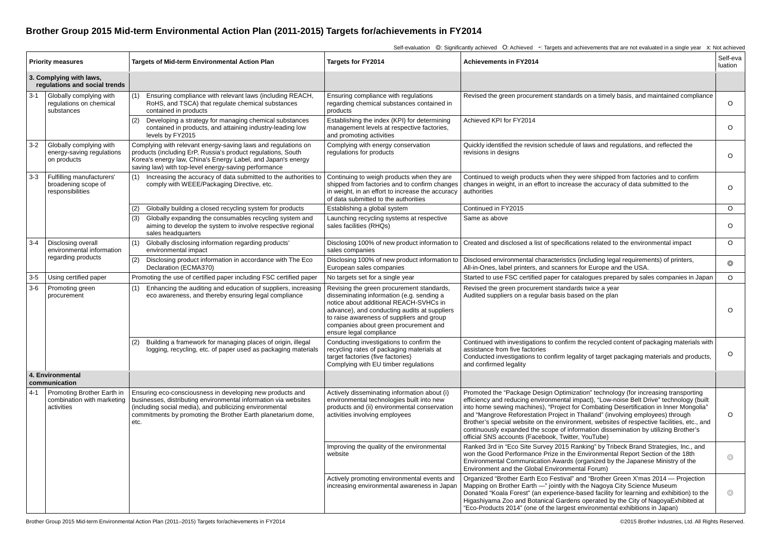## Brother Group 2015 Mid-term Environmental Action Plan (2011-2015) Targets for/achievements in FY2014

Self-evaluation ◎: Significantly achieved O: Achieved -: Targets and achievements that are not evaluated in a single year x: Not achieved

| Priority measures | | Targets of Mid-term Environmental Action Plan | Targets for FY2014 | Achievements in FY2014 | Self-evaluation |
|---|---|---|---|---|---|
| **3. Complying with laws, regulations and social trends** | | | | | |
| 3-1 | Globally complying with regulations on chemical substances | (1) Ensuring compliance with relevant laws (including REACH, RoHS, and TSCA) that regulate chemical substances contained in products | Ensuring compliance with regulations regarding chemical substances contained in products | Revised the green procurement standards on a timely basis, and maintained compliance | O |
| | | (2) Developing a strategy for managing chemical substances contained in products, and attaining industry-leading low levels by FY2015 | Establishing the index (KPI) for determining management levels at respective factories, and promoting activities | Achieved KPI for FY2014 | O |
| 3-2 | Globally complying with energy-saving regulations on products | Complying with relevant energy-saving laws and regulations on products (including ErP, Russia's product regulations, South Korea's energy law, China's Energy Label, and Japan's energy saving law) with top-level energy-saving performance | Complying with energy conservation regulations for products | Quickly identified the revision schedule of laws and regulations, and reflected the revisions in designs | O |
| 3-3 | Fulfilling manufacturers' broadening scope of responsibilities | (1) Increasing the accuracy of data submitted to the authorities to comply with WEEE/Packaging Directive, etc. | Continuing to weigh products when they are shipped from factories and to confirm changes in weight, in an effort to increase the accuracy of data submitted to the authorities | Continued to weigh products when they were shipped from factories and to confirm changes in weight, in an effort to increase the accuracy of data submitted to the authorities | O |
| | | (2) Globally building a closed recycling system for products | Establishing a global system | Continued in FY2015 | O |
| | | (3) Globally expanding the consumables recycling system and aiming to develop the system to involve respective regional sales headquarters | Launching recycling systems at respective sales facilities (RHQs) | Same as above | O |
| 3-4 | Disclosing overall environmental information regarding products | (1) Globally disclosing information regarding products' environmental impact | Disclosing 100% of new product information to sales companies | Created and disclosed a list of specifications related to the environmental impact | O |
| | | (2) Disclosing product information in accordance with The Eco Declaration (ECMA370) | Disclosing 100% of new product information to European sales companies | Disclosed environmental characteristics (including legal requirements) of printers, All-in-Ones, label printers, and scanners for Europe and the USA. | ◎ |
| 3-5 | Using certified paper | Promoting the use of certified paper including FSC certified paper | No targets set for a single year | Started to use FSC certified paper for catalogues prepared by sales companies in Japan | O |
| 3-6 | Promoting green procurement | (1) Enhancing the auditing and education of suppliers, increasing eco awareness, and thereby ensuring legal compliance | Revising the green procurement standards, disseminating information (e.g. sending a notice about additional REACH-SVHCs in advance), and conducting audits at suppliers to raise awareness of suppliers and group companies about green procurement and ensure legal compliance | Revised the green procurement standards twice a year<br>Audited suppliers on a regular basis based on the plan | O |
| | | (2) Building a framework for managing places of origin, illegal logging, recycling, etc. of paper used as packaging materials | Conducting investigations to confirm the recycling rates of packaging materials at target factories (five factories)<br>Complying with EU timber regulations | Continued with investigations to confirm the recycled content of packaging materials with assistance from five factories<br>Conducted investigations to confirm legality of target packaging materials and products, and confirmed legality | O |
| **4. Environmental communication** | | | | | |
| 4-1 | Promoting Brother Earth in combination with marketing activities | Ensuring eco-consciousness in developing new products and businesses, distributing environmental information via websites (including social media), and publicizing environmental commitments by promoting the Brother Earth planetarium dome, etc. | Actively disseminating information about (i) environmental technologies built into new products and (ii) environmental conservation activities involving employees | Promoted the "Package Design Optimization" technology (for increasing transporting efficiency and reducing environmental impact), "Low-noise Belt Drive" technology (built into home sewing machines), "Project for Combating Desertification in Inner Mongolia" and "Mangrove Reforestation Project in Thailand" (involving employees) through Brother's special website on the environment, websites of respective facilities, etc., and continuously expanded the scope of information dissemination by utilizing Brother's official SNS accounts (Facebook, Twitter, YouTube) | O |
| | | | Improving the quality of the environmental website | Ranked 3rd in "Eco Site Survey 2015 Ranking" by Tribeck Brand Strategies, Inc., and won the Good Performance Prize in the Environmental Report Section of the 18th Environmental Communication Awards (organized by the Japanese Ministry of the Environment and the Global Environmental Forum) | ◎ |
| | | | Actively promoting environmental events and increasing environmental awareness in Japan | Organized "Brother Earth Eco Festival" and "Brother Green X'mas 2014 — Projection Mapping on Brother Earth —" jointly with the Nagoya City Science Museum<br>Donated "Koala Forest" (an experience-based facility for learning and exhibition) to the Higashiyama Zoo and Botanical Gardens operated by the City of NagoyaExhibited at "Eco-Products 2014" (one of the largest environmental exhibitions in Japan) | ◎ |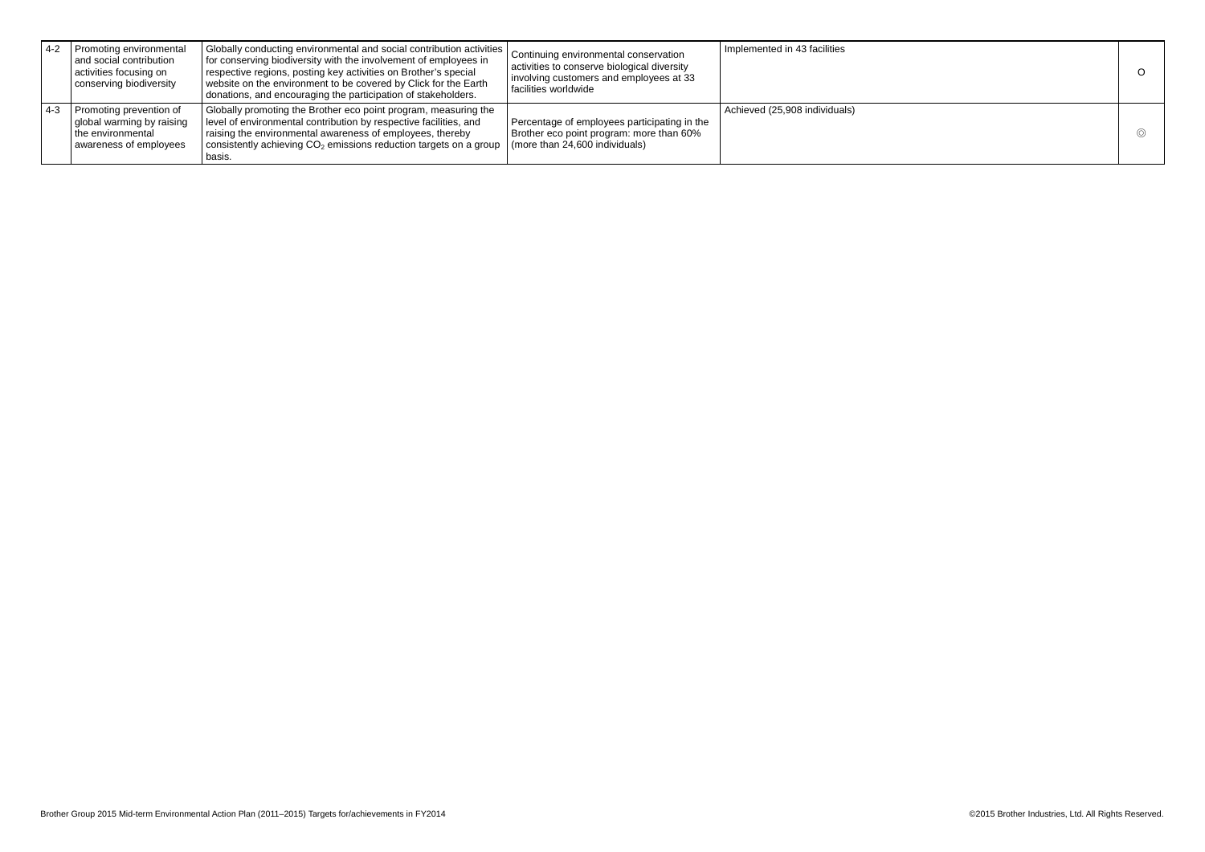| | | | | | |
|---|---|---|---|---|---|
| 4-2 | Promoting environmental and social contribution activities focusing on conserving biodiversity | Globally conducting environmental and social contribution activities for conserving biodiversity with the involvement of employees in respective regions, posting key activities on Brother's special website on the environment to be covered by Click for the Earth donations, and encouraging the participation of stakeholders. | Continuing environmental conservation activities to conserve biological diversity involving customers and employees at 33 facilities worldwide | Implemented in 43 facilities | O |
| 4-3 | Promoting prevention of global warming by raising the environmental awareness of employees | Globally promoting the Brother eco point program, measuring the level of environmental contribution by respective facilities, and raising the environmental awareness of employees, thereby consistently achieving $CO_2$ emissions reduction targets on a group basis. | Percentage of employees participating in the Brother eco point program: more than 60% (more than 24,600 individuals) | Achieved (25,908 individuals) | ◎ |